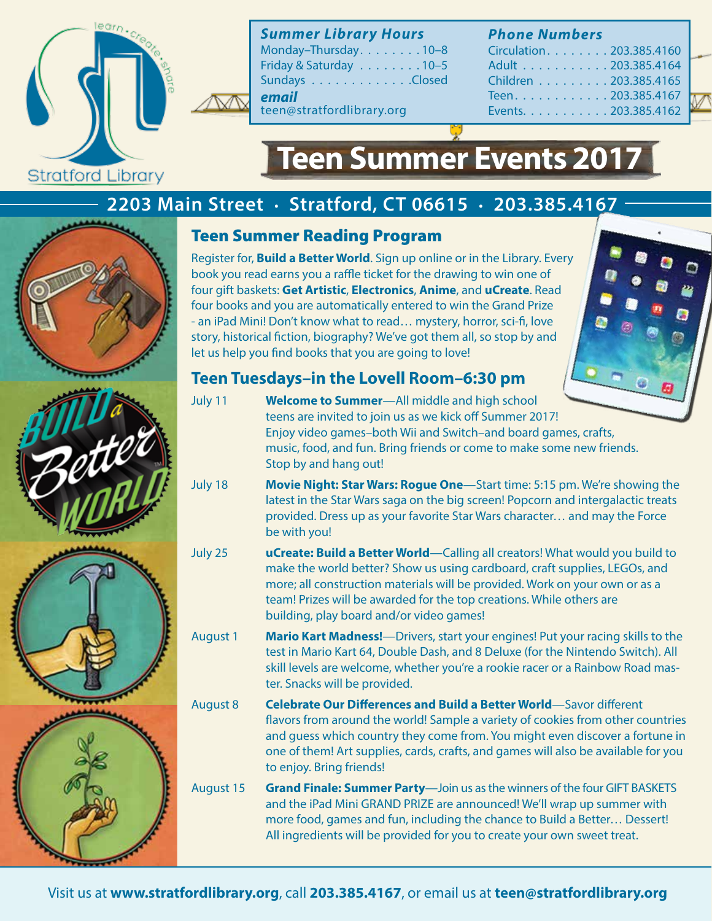Stratford Library

learn · create · share

**Summer Library Hours**

Monday–Thursday. . . . . . . . 10–8
Friday & Saturday . . . . . . . . 10–5
Sundays . . . . . . . . . . . . . Closed

***email***
teen@stratfordlibrary.org

**Phone Numbers**

Circulation. . . . . . . . 203.385.4160
Adult . . . . . . . . . . . 203.385.4164
Children . . . . . . . . . 203.385.4165
Teen. . . . . . . . . . . . 203.385.4167
Events. . . . . . . . . . . 203.385.4162

# Teen Summer Events 2017

**2203 Main Street · Stratford, CT 06615 · 203.385.4167**

Build a Better World

## Teen Summer Reading Program

Register for, **Build a Better World**. Sign up online or in the Library. Every book you read earns you a raffle ticket for the drawing to win one of four gift baskets: **Get Artistic**, **Electronics**, **Anime**, and **uCreate**. Read four books and you are automatically entered to win the Grand Prize - an iPad Mini! Don't know what to read… mystery, horror, sci-fi, love story, historical fiction, biography? We've got them all, so stop by and let us help you find books that you are going to love!

## Teen Tuesdays–in the Lovell Room–6:30 pm

July 11 — **Welcome to Summer**—All middle and high school teens are invited to join us as we kick off Summer 2017! Enjoy video games–both Wii and Switch–and board games, crafts, music, food, and fun. Bring friends or come to make some new friends. Stop by and hang out!

July 18 — **Movie Night: Star Wars: Rogue One**—Start time: 5:15 pm. We're showing the latest in the Star Wars saga on the big screen! Popcorn and intergalactic treats provided. Dress up as your favorite Star Wars character… and may the Force be with you!

July 25 — **uCreate: Build a Better World**—Calling all creators! What would you build to make the world better? Show us using cardboard, craft supplies, LEGOs, and more; all construction materials will be provided. Work on your own or as a team! Prizes will be awarded for the top creations. While others are building, play board and/or video games!

August 1 — **Mario Kart Madness!**—Drivers, start your engines! Put your racing skills to the test in Mario Kart 64, Double Dash, and 8 Deluxe (for the Nintendo Switch). All skill levels are welcome, whether you're a rookie racer or a Rainbow Road master. Snacks will be provided.

August 8 — **Celebrate Our Differences and Build a Better World**—Savor different flavors from around the world! Sample a variety of cookies from other countries and guess which country they come from. You might even discover a fortune in one of them! Art supplies, cards, crafts, and games will also be available for you to enjoy. Bring friends!

August 15 — **Grand Finale: Summer Party**—Join us as the winners of the four GIFT BASKETS and the iPad Mini GRAND PRIZE are announced! We'll wrap up summer with more food, games and fun, including the chance to Build a Better… Dessert! All ingredients will be provided for you to create your own sweet treat.

Visit us at **www.stratfordlibrary.org**, call **203.385.4167**, or email us at **teen@stratfordlibrary.org**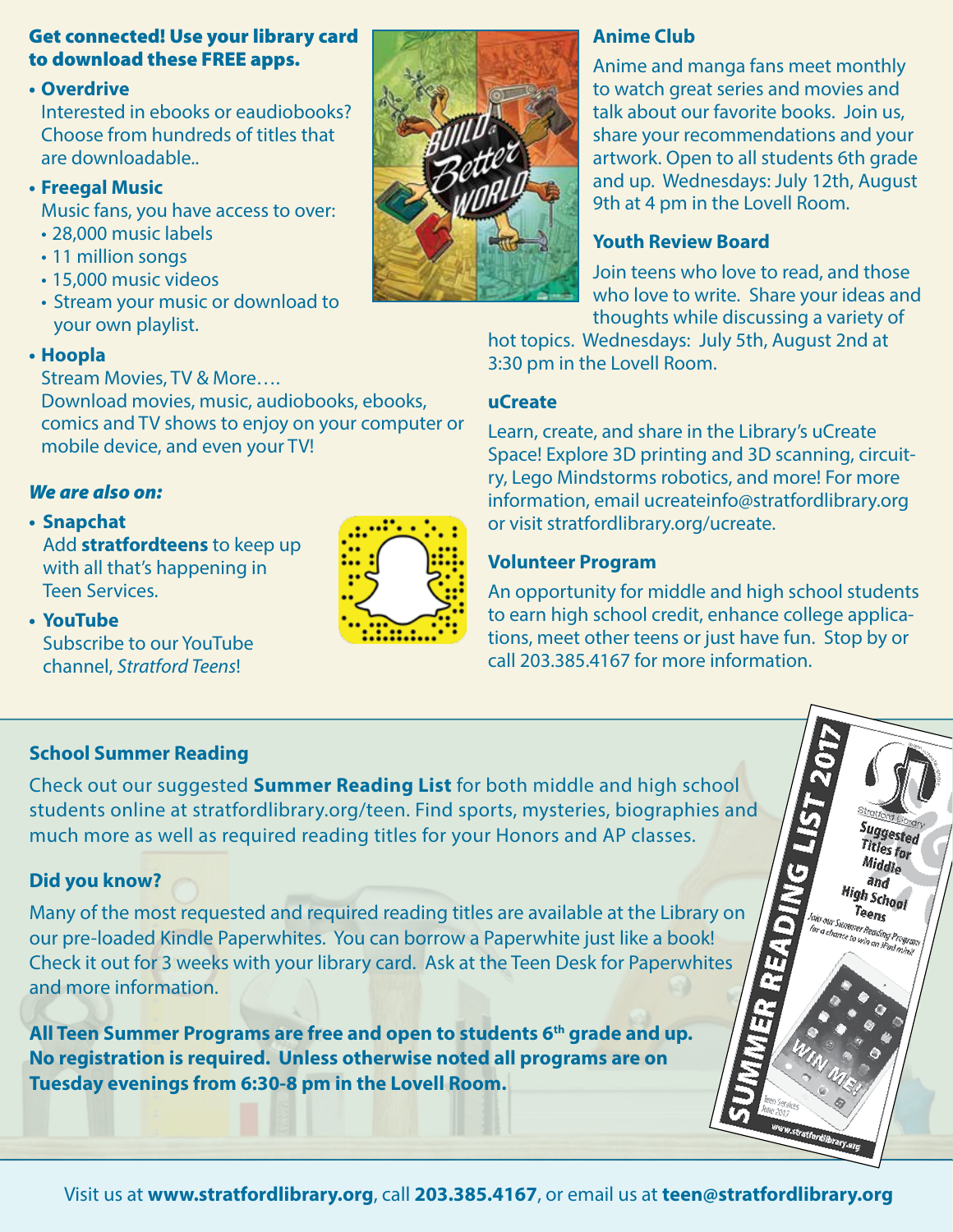## Get connected! Use your library card to download these FREE apps.

- **Overdrive**
  Interested in ebooks or eaudiobooks? Choose from hundreds of titles that are downloadable..
- **Freegal Music**
  Music fans, you have access to over:
  - 28,000 music labels
  - 11 million songs
  - 15,000 music videos
  - Stream your music or download to your own playlist.
- **Hoopla**
  Stream Movies, TV & More….
  Download movies, music, audiobooks, ebooks, comics and TV shows to enjoy on your computer or mobile device, and even your TV!

***We are also on:***

- **Snapchat**
  Add **stratfordteens** to keep up with all that's happening in Teen Services.
- **YouTube**
  Subscribe to our YouTube channel, *Stratford Teens*!

### Anime Club

Anime and manga fans meet monthly to watch great series and movies and talk about our favorite books. Join us, share your recommendations and your artwork. Open to all students 6th grade and up. Wednesdays: July 12th, August 9th at 4 pm in the Lovell Room.

### Youth Review Board

Join teens who love to read, and those who love to write. Share your ideas and thoughts while discussing a variety of hot topics. Wednesdays: July 5th, August 2nd at 3:30 pm in the Lovell Room.

### uCreate

Learn, create, and share in the Library's uCreate Space! Explore 3D printing and 3D scanning, circuitry, Lego Mindstorms robotics, and more! For more information, email ucreateinfo@stratfordlibrary.org or visit stratfordlibrary.org/ucreate.

### Volunteer Program

An opportunity for middle and high school students to earn high school credit, enhance college applications, meet other teens or just have fun. Stop by or call 203.385.4167 for more information.

### School Summer Reading

Check out our suggested **Summer Reading List** for both middle and high school students online at stratfordlibrary.org/teen. Find sports, mysteries, biographies and much more as well as required reading titles for your Honors and AP classes.

### Did you know?

Many of the most requested and required reading titles are available at the Library on our pre-loaded Kindle Paperwhites. You can borrow a Paperwhite just like a book! Check it out for 3 weeks with your library card. Ask at the Teen Desk for Paperwhites and more information.

**All Teen Summer Programs are free and open to students 6th grade and up. No registration is required. Unless otherwise noted all programs are on Tuesday evenings from 6:30-8 pm in the Lovell Room.**

Visit us at **www.stratfordlibrary.org**, call **203.385.4167**, or email us at **teen@stratfordlibrary.org**